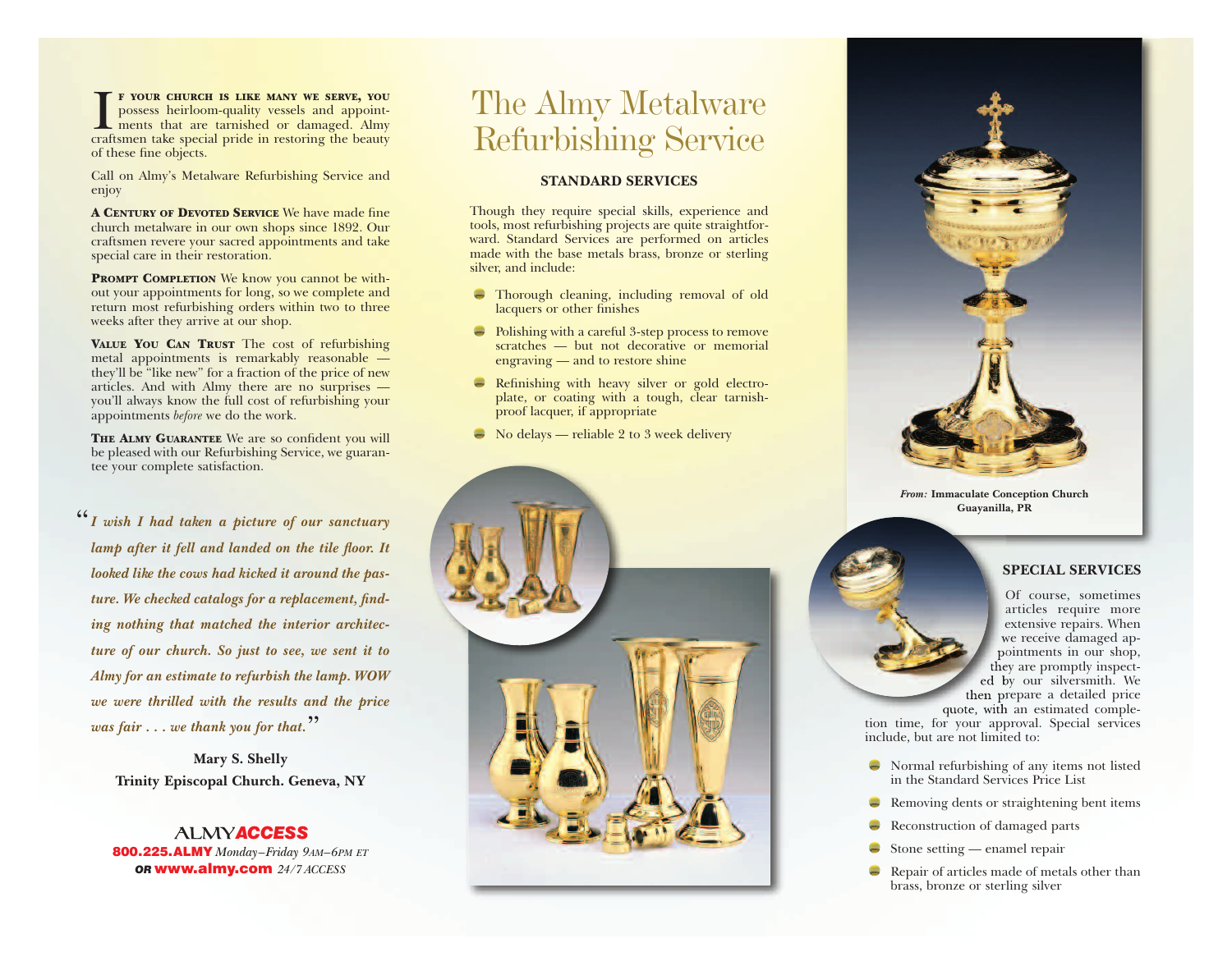If your church is like many we serve, you possess heirloom-quality vessels and appointments that are tarnished or damaged. Almy craftsmen take special pride in restoring the beauty of these fine objects.

Call on Almy's Metalware Refurbishing Service and enjoy

**A Century of Devoted Service** We have made fine church metalware in our own shops since 1892. Our craftsmen revere your sacred appointments and take special care in their restoration.

**Prompt Completion** We know you cannot be without your appointments for long, so we complete and return most refurbishing orders within two to three weeks after they arrive at our shop.

**Value You Can Trust** The cost of refurbishing metal appointments is remarkably reasonable — they'll be "like new" for a fraction of the price of new articles. And with Almy there are no surprises — you'll always know the full cost of refurbishing your appointments *before* we do the work.

**The Almy Guarantee** We are so confident you will be pleased with our Refurbishing Service, we guarantee your complete satisfaction.

> ***"I wish I had taken a picture of our sanctuary lamp after it fell and landed on the tile floor. It looked like the cows had kicked it around the pasture. We checked catalogs for a replacement, finding nothing that matched the interior architecture of our church. So just to see, we sent it to Almy for an estimate to refurbish the lamp. WOW we were thrilled with the results and the price was fair . . . we thank you for that."***
>
> **Mary S. Shelly**
> **Trinity Episcopal Church. Geneva, NY**

ALMY***ACCESS***
**800.225.ALMY** *Monday–Friday 9AM–6PM ET*
***OR*** **www.almy.com** *24/7 ACCESS*

# The Almy Metalware Refurbishing Service

## STANDARD SERVICES

Though they require special skills, experience and tools, most refurbishing projects are quite straightforward. Standard Services are performed on articles made with the base metals brass, bronze or sterling silver, and include:

- Thorough cleaning, including removal of old lacquers or other finishes
- Polishing with a careful 3-step process to remove scratches — but not decorative or memorial engraving — and to restore shine
- Refinishing with heavy silver or gold electroplate, or coating with a tough, clear tarnish-proof lacquer, if appropriate
- No delays — reliable 2 to 3 week delivery

*From:* **Immaculate Conception Church Guayanilla, PR**

## SPECIAL SERVICES

Of course, sometimes articles require more extensive repairs. When we receive damaged appointments in our shop, they are promptly inspected by our silversmith. We then prepare a detailed price quote, with an estimated completion time, for your approval. Special services include, but are not limited to:

- Normal refurbishing of any items not listed in the Standard Services Price List
- Removing dents or straightening bent items
- Reconstruction of damaged parts
- Stone setting — enamel repair
- Repair of articles made of metals other than brass, bronze or sterling silver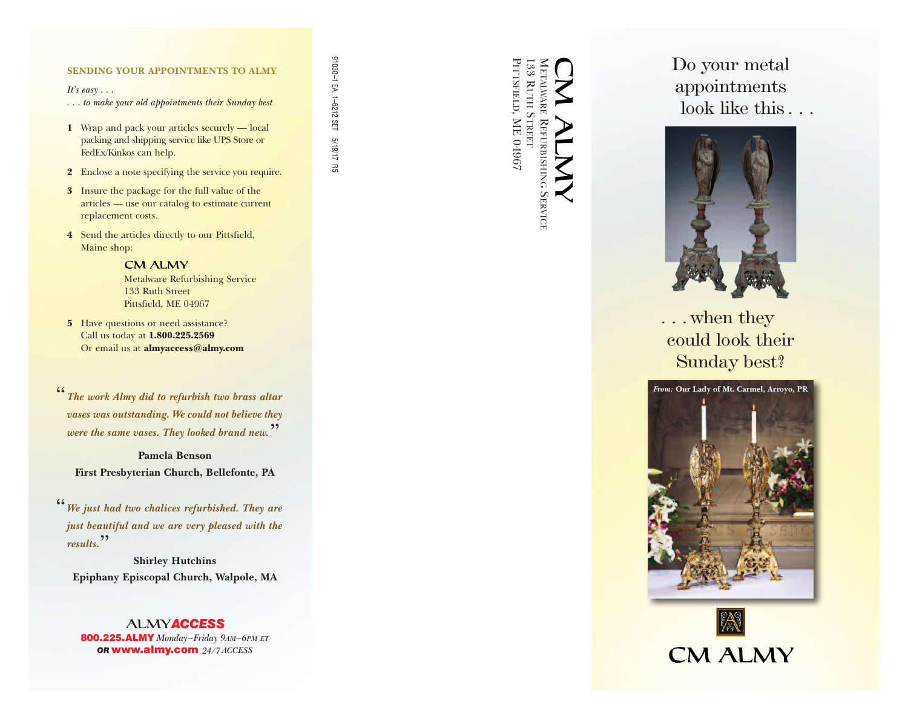## SENDING YOUR APPOINTMENTS TO ALMY

*It's easy . . .*
*. . . to make your old appointments their Sunday best*

1. Wrap and pack your articles securely — local packing and shipping service like UPS Store or FedEx/Kinkos can help.
2. Enclose a note specifying the service you require.
3. Insure the package for the full value of the articles — use our catalog to estimate current replacement costs.
4. Send the articles directly to our Pittsfield, Maine shop:

   CM ALMY
   Metalware Refurbishing Service
   133 Ruth Street
   Pittsfield, ME 04967

5. Have questions or need assistance?
   Call us today at **1.800.225.2569**
   Or email us at **almyaccess@almy.com**

> "*The work Almy did to refurbish two brass altar vases was outstanding. We could not believe they were the same vases. They looked brand new.*"

**Pamela Benson**
**First Presbyterian Church, Bellefonte, PA**

> "*We just had two chalices refurbished. They are just beautiful and we are very pleased with the results.*"

**Shirley Hutchins**
**Epiphany Episcopal Church, Walpole, MA**

ALMY***ACCESS***
**800.225.ALMY** *Monday–Friday 9AM–6PM ET*
***OR*** **www.almy.com** *24/7 ACCESS*

91030–1 EA, 1–6212 SET 5/19/17 R5

# CM ALMY

Metalware Refurbishing Service
133 Ruth Street
Pittsfield, ME 04967

# Do your metal appointments look like this . . .

. . . when they could look their Sunday best?

*From:* **Our Lady of Mt. Carmel, Arroyo, PR**

CM ALMY